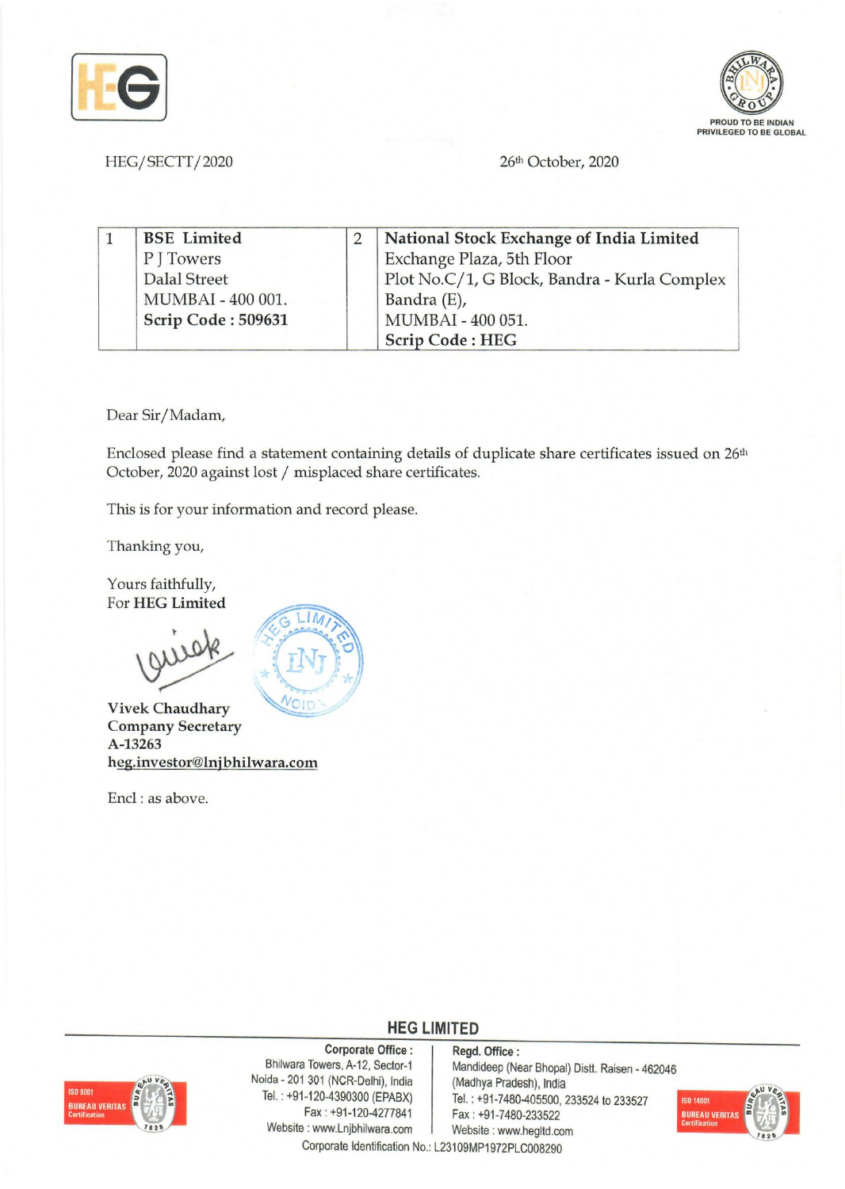HEG/SECTT/2020

26th October, 2020

| 1 | **BSE Limited**<br>P J Towers<br>Dalal Street<br>MUMBAI - 400 001.<br>**Scrip Code : 509631** | 2 | **National Stock Exchange of India Limited**<br>Exchange Plaza, 5th Floor<br>Plot No.C/1, G Block, Bandra - Kurla Complex<br>Bandra (E),<br>MUMBAI - 400 051.<br>**Scrip Code : HEG** |
|---|---|---|---|

Dear Sir/Madam,

Enclosed please find a statement containing details of duplicate share certificates issued on 26th October, 2020 against lost / misplaced share certificates.

This is for your information and record please.

Thanking you,

Yours faithfully,
For **HEG Limited**

**Vivek Chaudhary**
**Company Secretary**
**A-13263**
**heg.investor@lnjbhilwara.com**

Encl : as above.

**HEG LIMITED**

**Corporate Office :**
Bhilwara Towers, A-12, Sector-1
Noida - 201 301 (NCR-Delhi), India
Tel. : +91-120-4390300 (EPABX)
Fax : +91-120-4277841
Website : www.Lnjbhilwara.com

**Regd. Office :**
Mandideep (Near Bhopal) Distt. Raisen - 462046
(Madhya Pradesh), India
Tel. : +91-7480-405500, 233524 to 233527
Fax : +91-7480-233522
Website : www.hegltd.com

Corporate Identification No.: L23109MP1972PLC008290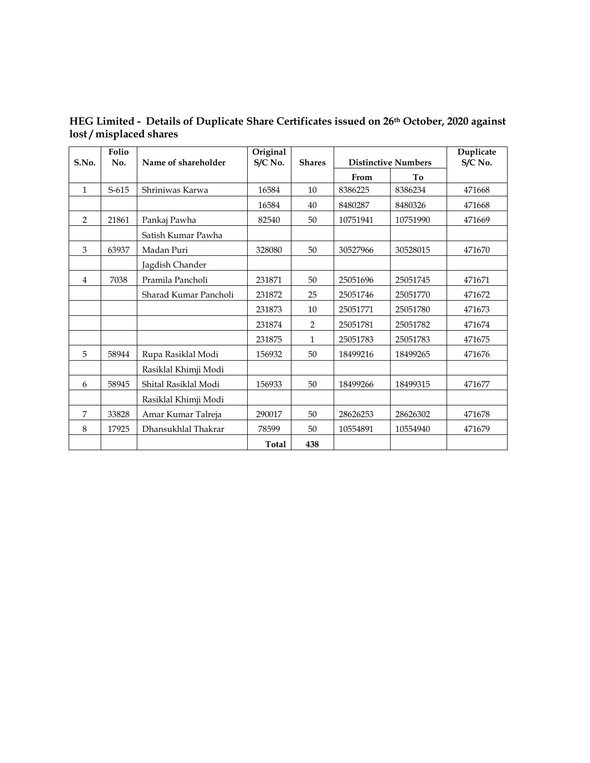**HEG Limited - Details of Duplicate Share Certificates issued on 26th October, 2020 against lost / misplaced shares**

| S.No. | Folio No. | Name of shareholder | Original S/C No. | Shares | Distinctive Numbers | | Duplicate S/C No. |
|---|---|---|---|---|---|---|---|
| | | | | | From | To | |
| 1 | S-615 | Shriniwas Karwa | 16584 | 10 | 8386225 | 8386234 | 471668 |
| | | | 16584 | 40 | 8480287 | 8480326 | 471668 |
| 2 | 21861 | Pankaj Pawha | 82540 | 50 | 10751941 | 10751990 | 471669 |
| | | Satish Kumar Pawha | | | | | |
| 3 | 63937 | Madan Puri | 328080 | 50 | 30527966 | 30528015 | 471670 |
| | | Jagdish Chander | | | | | |
| 4 | 7038 | Pramila Pancholi | 231871 | 50 | 25051696 | 25051745 | 471671 |
| | | Sharad Kumar Pancholi | 231872 | 25 | 25051746 | 25051770 | 471672 |
| | | | 231873 | 10 | 25051771 | 25051780 | 471673 |
| | | | 231874 | 2 | 25051781 | 25051782 | 471674 |
| | | | 231875 | 1 | 25051783 | 25051783 | 471675 |
| 5 | 58944 | Rupa Rasiklal Modi | 156932 | 50 | 18499216 | 18499265 | 471676 |
| | | Rasiklal Khimji Modi | | | | | |
| 6 | 58945 | Shital Rasiklal Modi | 156933 | 50 | 18499266 | 18499315 | 471677 |
| | | Rasiklal Khimji Modi | | | | | |
| 7 | 33828 | Amar Kumar Talreja | 290017 | 50 | 28626253 | 28626302 | 471678 |
| 8 | 17925 | Dhansukhlal Thakrar | 78599 | 50 | 10554891 | 10554940 | 471679 |
| | | | **Total** | **438** | | | |